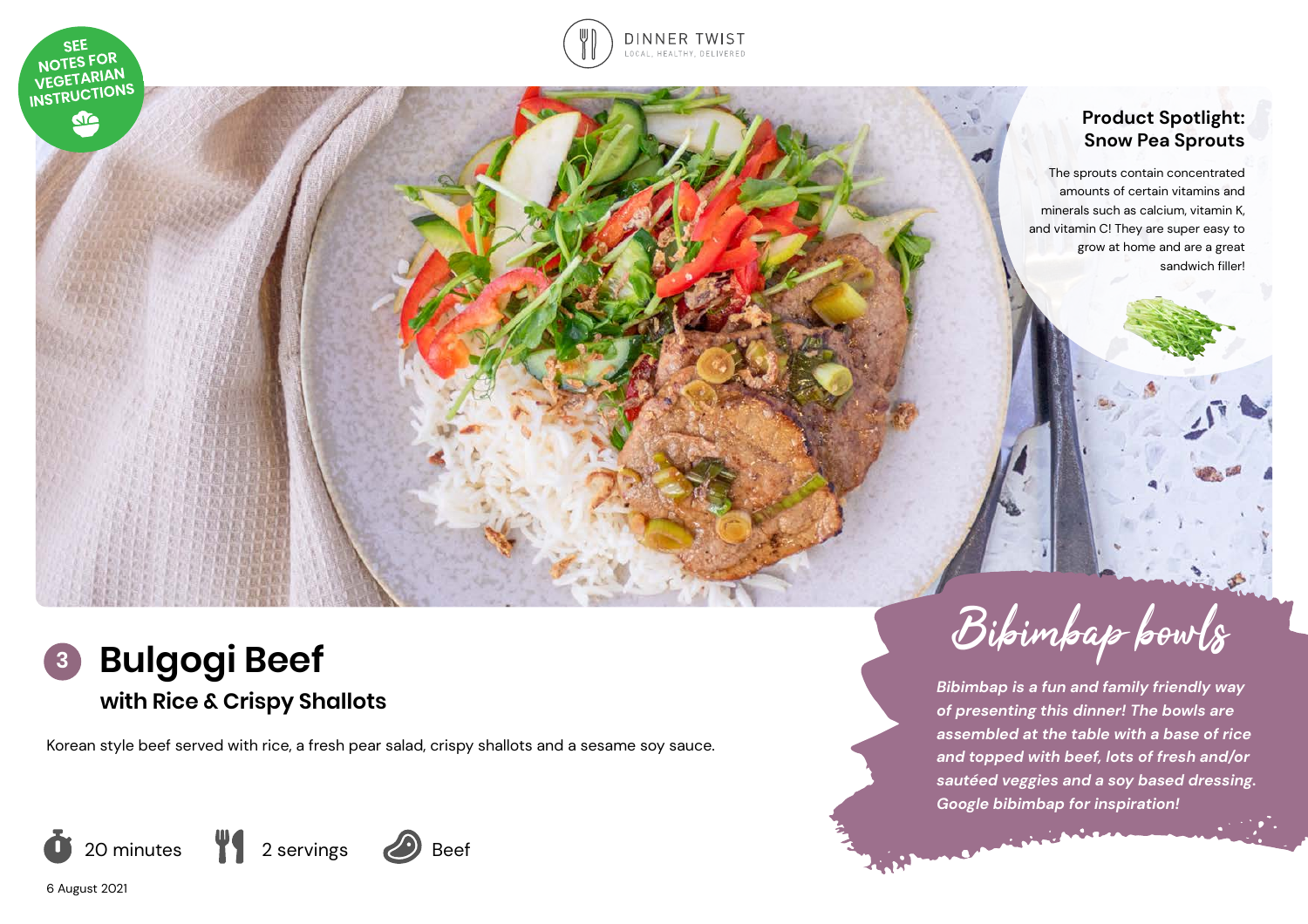SEE NOTES FOR VEGETARIAN INSTRUCTIONS

## Product Spotlight: Snow Pea Sprouts

The sprouts contain concentrated amounts of certain vitamins and minerals such as calcium, vitamin K, and vitamin C! They are super easy to grow at home and are a great sandwich filler!

# 3 Bulgogi Beef

## with Rice & Crispy Shallots

Korean style beef served with rice, a fresh pear salad, crispy shallots and a sesame soy sauce.

20 minutes | 2 servings | Beef

6 August 2021

## Bibimbap bowls

***Bibimbap is a fun and family friendly way of presenting this dinner! The bowls are assembled at the table with a base of rice and topped with beef, lots of fresh and/or sautéed veggies and a soy based dressing. Google bibimbap for inspiration!***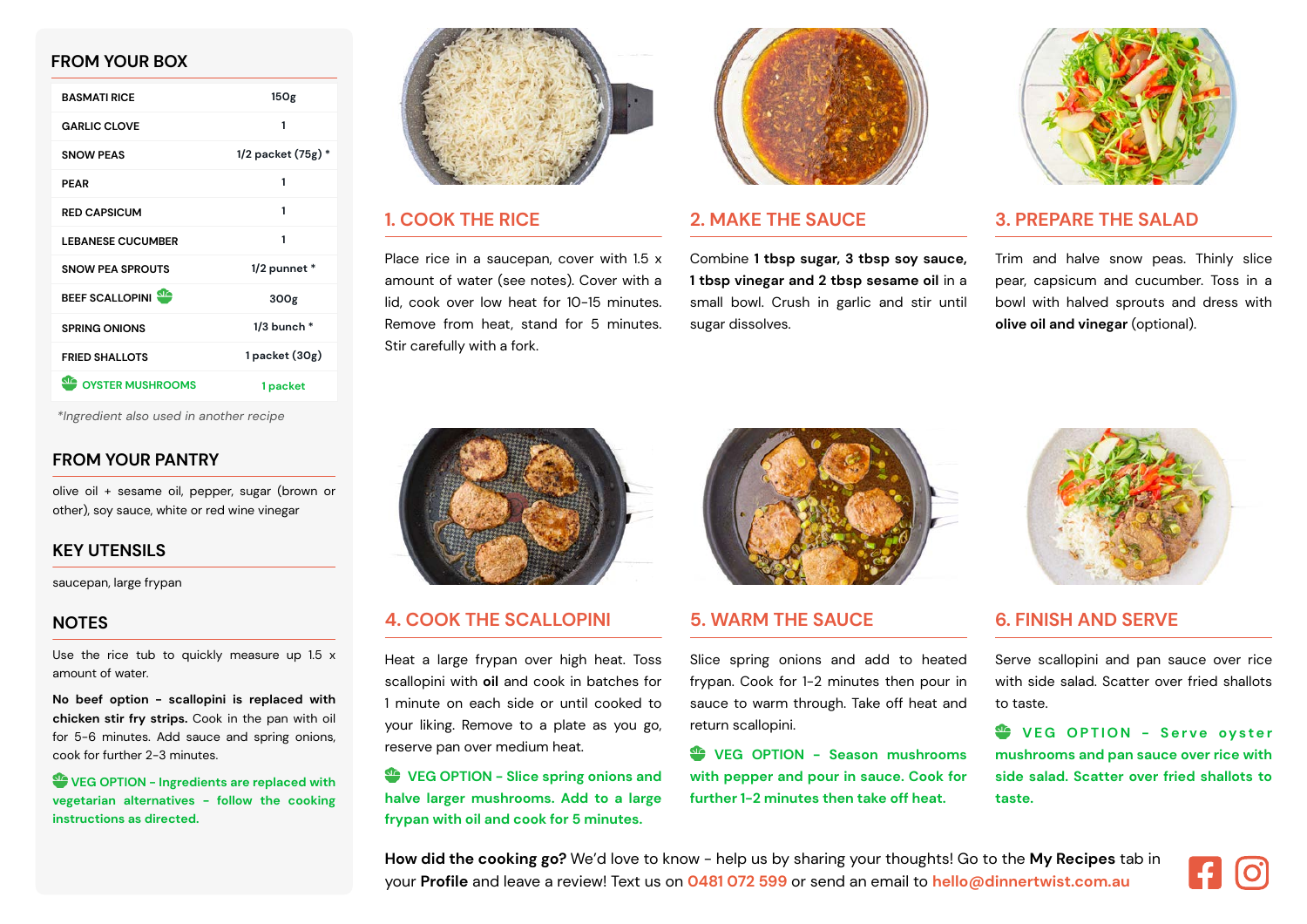## FROM YOUR BOX

| | |
|---|---|
| BASMATI RICE | 150g |
| GARLIC CLOVE | 1 |
| SNOW PEAS | 1/2 packet (75g) * |
| PEAR | 1 |
| RED CAPSICUM | 1 |
| LEBANESE CUCUMBER | 1 |
| SNOW PEA SPROUTS | 1/2 punnet * |
| BEEF SCALLOPINI | 300g |
| SPRING ONIONS | 1/3 bunch * |
| FRIED SHALLOTS | 1 packet (30g) |
| OYSTER MUSHROOMS | 1 packet |

*Ingredient also used in another recipe*

## FROM YOUR PANTRY

olive oil + sesame oil, pepper, sugar (brown or other), soy sauce, white or red wine vinegar

## KEY UTENSILS

saucepan, large frypan

## NOTES

Use the rice tub to quickly measure up 1.5 x amount of water.

**No beef option – scallopini is replaced with chicken stir fry strips.** Cook in the pan with oil for 5-6 minutes. Add sauce and spring onions, cook for further 2-3 minutes.

**VEG OPTION – Ingredients are replaced with vegetarian alternatives – follow the cooking instructions as directed.**

## 1. COOK THE RICE

Place rice in a saucepan, cover with 1.5 x amount of water (see notes). Cover with a lid, cook over low heat for 10-15 minutes. Remove from heat, stand for 5 minutes. Stir carefully with a fork.

## 2. MAKE THE SAUCE

Combine **1 tbsp sugar, 3 tbsp soy sauce, 1 tbsp vinegar and 2 tbsp sesame oil** in a small bowl. Crush in garlic and stir until sugar dissolves.

## 3. PREPARE THE SALAD

Trim and halve snow peas. Thinly slice pear, capsicum and cucumber. Toss in a bowl with halved sprouts and dress with **olive oil and vinegar** (optional).

## 4. COOK THE SCALLOPINI

Heat a large frypan over high heat. Toss scallopini with **oil** and cook in batches for 1 minute on each side or until cooked to your liking. Remove to a plate as you go, reserve pan over medium heat.

**VEG OPTION – Slice spring onions and halve larger mushrooms. Add to a large frypan with oil and cook for 5 minutes.**

## 5. WARM THE SAUCE

Slice spring onions and add to heated frypan. Cook for 1-2 minutes then pour in sauce to warm through. Take off heat and return scallopini.

**VEG OPTION – Season mushrooms with pepper and pour in sauce. Cook for further 1-2 minutes then take off heat.**

## 6. FINISH AND SERVE

Serve scallopini and pan sauce over rice with side salad. Scatter over fried shallots to taste.

**VEG OPTION – Serve oyster mushrooms and pan sauce over rice with side salad. Scatter over fried shallots to taste.**

**How did the cooking go?** We'd love to know – help us by sharing your thoughts! Go to the **My Recipes** tab in your **Profile** and leave a review! Text us on 0481 072 599 or send an email to hello@dinnertwist.com.au